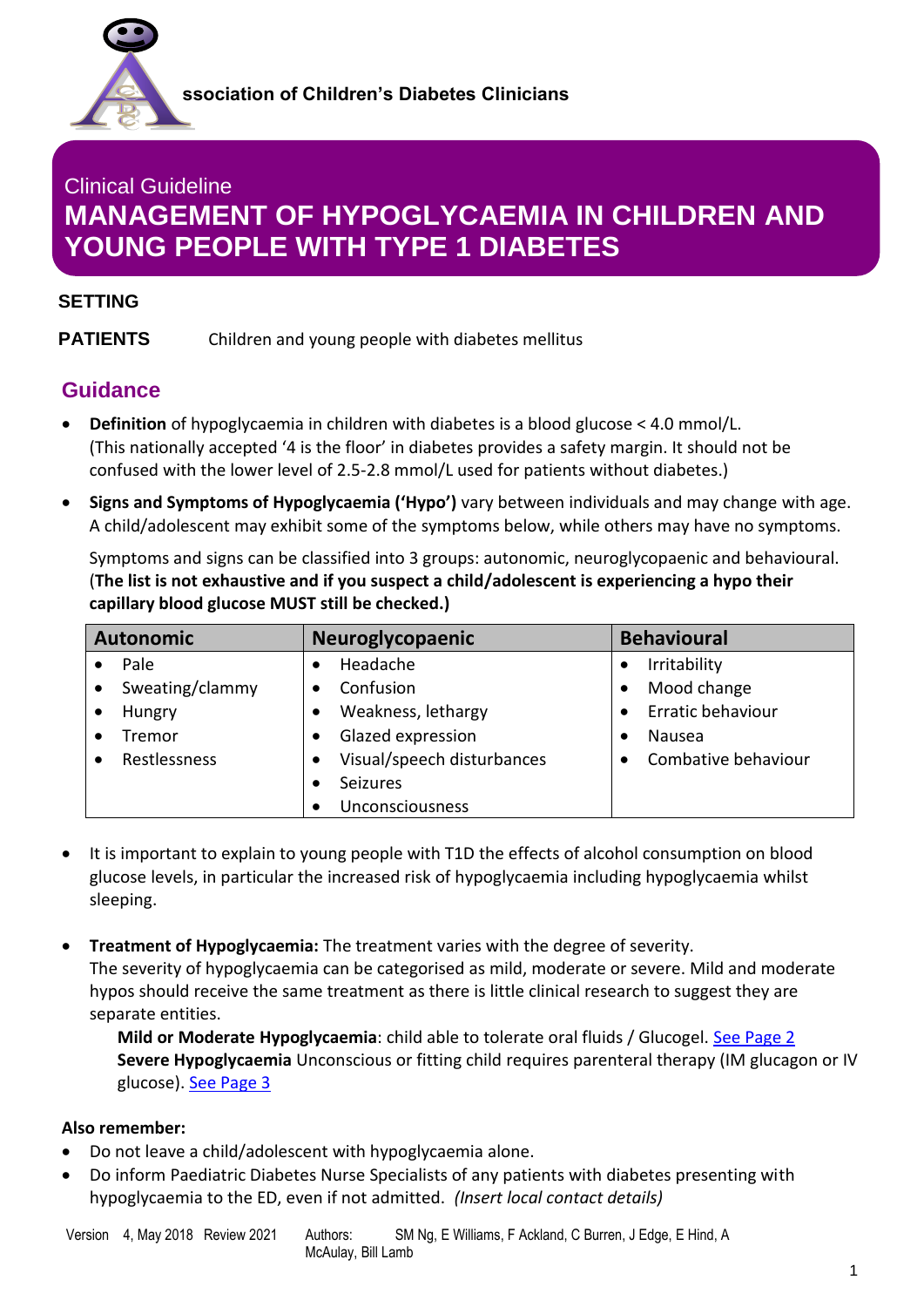ssociation of Children's Diabetes Clinicians

Clinical Guideline

# MANAGEMENT OF HYPOGLYCAEMIA IN CHILDREN AND YOUNG PEOPLE WITH TYPE 1 DIABETES

**SETTING**

**PATIENTS** Children and young people with diabetes mellitus

## Guidance

- **Definition** of hypoglycaemia in children with diabetes is a blood glucose < 4.0 mmol/L. (This nationally accepted '4 is the floor' in diabetes provides a safety margin. It should not be confused with the lower level of 2.5-2.8 mmol/L used for patients without diabetes.)
- **Signs and Symptoms of Hypoglycaemia ('Hypo')** vary between individuals and may change with age. A child/adolescent may exhibit some of the symptoms below, while others may have no symptoms.

  Symptoms and signs can be classified into 3 groups: autonomic, neuroglycopaenic and behavioural. (**The list is not exhaustive and if you suspect a child/adolescent is experiencing a hypo their capillary blood glucose MUST still be checked.)**

| Autonomic | Neuroglycopaenic | Behavioural |
|---|---|---|
| • Pale | • Headache | • Irritability |
| • Sweating/clammy | • Confusion | • Mood change |
| • Hungry | • Weakness, lethargy | • Erratic behaviour |
| • Tremor | • Glazed expression | • Nausea |
| • Restlessness | • Visual/speech disturbances | • Combative behaviour |
| | • Seizures | |
| | • Unconsciousness | |

- It is important to explain to young people with T1D the effects of alcohol consumption on blood glucose levels, in particular the increased risk of hypoglycaemia including hypoglycaemia whilst sleeping.

- **Treatment of Hypoglycaemia:** The treatment varies with the degree of severity. The severity of hypoglycaemia can be categorised as mild, moderate or severe. Mild and moderate hypos should receive the same treatment as there is little clinical research to suggest they are separate entities.

  **Mild or Moderate Hypoglycaemia**: child able to tolerate oral fluids / Glucogel. See Page 2
  **Severe Hypoglycaemia** Unconscious or fitting child requires parenteral therapy (IM glucagon or IV glucose). See Page 3

**Also remember:**

- Do not leave a child/adolescent with hypoglycaemia alone.
- Do inform Paediatric Diabetes Nurse Specialists of any patients with diabetes presenting with hypoglycaemia to the ED, even if not admitted. *(Insert local contact details)*

Version 4, May 2018 Review 2021 Authors: SM Ng, E Williams, F Ackland, C Burren, J Edge, E Hind, A McAulay, Bill Lamb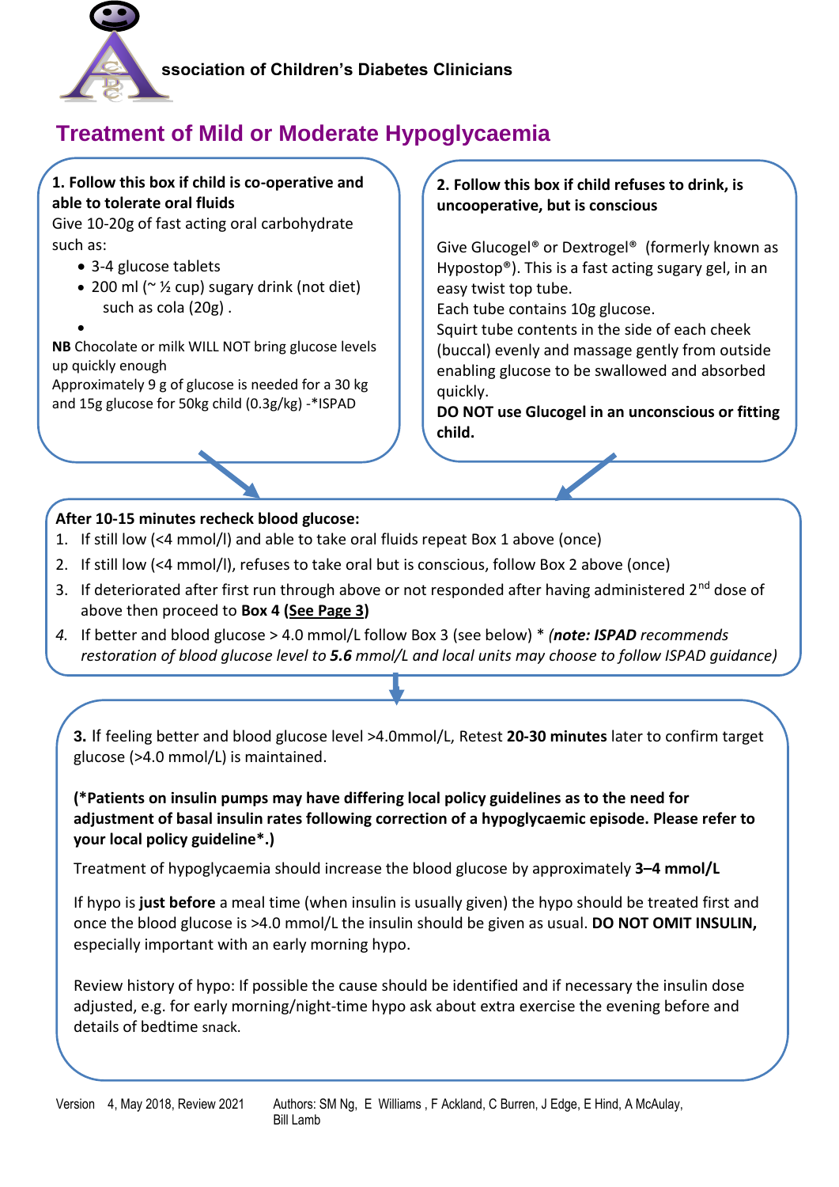**Association of Children's Diabetes Clinicians**

# Treatment of Mild or Moderate Hypoglycaemia

**1. Follow this box if child is co-operative and able to tolerate oral fluids**

Give 10-20g of fast acting oral carbohydrate such as:

- 3-4 glucose tablets
- 200 ml (~ ½ cup) sugary drink (not diet) such as cola (20g) .
-

**NB** Chocolate or milk WILL NOT bring glucose levels up quickly enough

Approximately 9 g of glucose is needed for a 30 kg and 15g glucose for 50kg child (0.3g/kg) -*ISPAD

**2. Follow this box if child refuses to drink, is uncooperative, but is conscious**

Give Glucogel® or Dextrogel® (formerly known as Hypostop®). This is a fast acting sugary gel, in an easy twist top tube.

Each tube contains 10g glucose.

Squirt tube contents in the side of each cheek (buccal) evenly and massage gently from outside enabling glucose to be swallowed and absorbed quickly.

**DO NOT use Glucogel in an unconscious or fitting child.**

**After 10-15 minutes recheck blood glucose:**

1. If still low (<4 mmol/l) and able to take oral fluids repeat Box 1 above (once)
2. If still low (<4 mmol/l), refuses to take oral but is conscious, follow Box 2 above (once)
3. If deteriorated after first run through above or not responded after having administered 2nd dose of above then proceed to **Box 4 (See Page 3)**
4. If better and blood glucose > 4.0 mmol/L follow Box 3 (see below) * *(**note: ISPAD** recommends restoration of blood glucose level to **5.6** mmol/L and local units may choose to follow ISPAD guidance)*

**3.** If feeling better and blood glucose level >4.0mmol/L, Retest **20-30 minutes** later to confirm target glucose (>4.0 mmol/L) is maintained.

**(*Patients on insulin pumps may have differing local policy guidelines as to the need for adjustment of basal insulin rates following correction of a hypoglycaemic episode. Please refer to your local policy guideline*.)**

Treatment of hypoglycaemia should increase the blood glucose by approximately **3–4 mmol/L**

If hypo is **just before** a meal time (when insulin is usually given) the hypo should be treated first and once the blood glucose is >4.0 mmol/L the insulin should be given as usual. **DO NOT OMIT INSULIN,** especially important with an early morning hypo.

Review history of hypo: If possible the cause should be identified and if necessary the insulin dose adjusted, e.g. for early morning/night-time hypo ask about extra exercise the evening before and details of bedtime snack.

Version 4, May 2018, Review 2021 Authors: SM Ng, E Williams , F Ackland, C Burren, J Edge, E Hind, A McAulay, Bill Lamb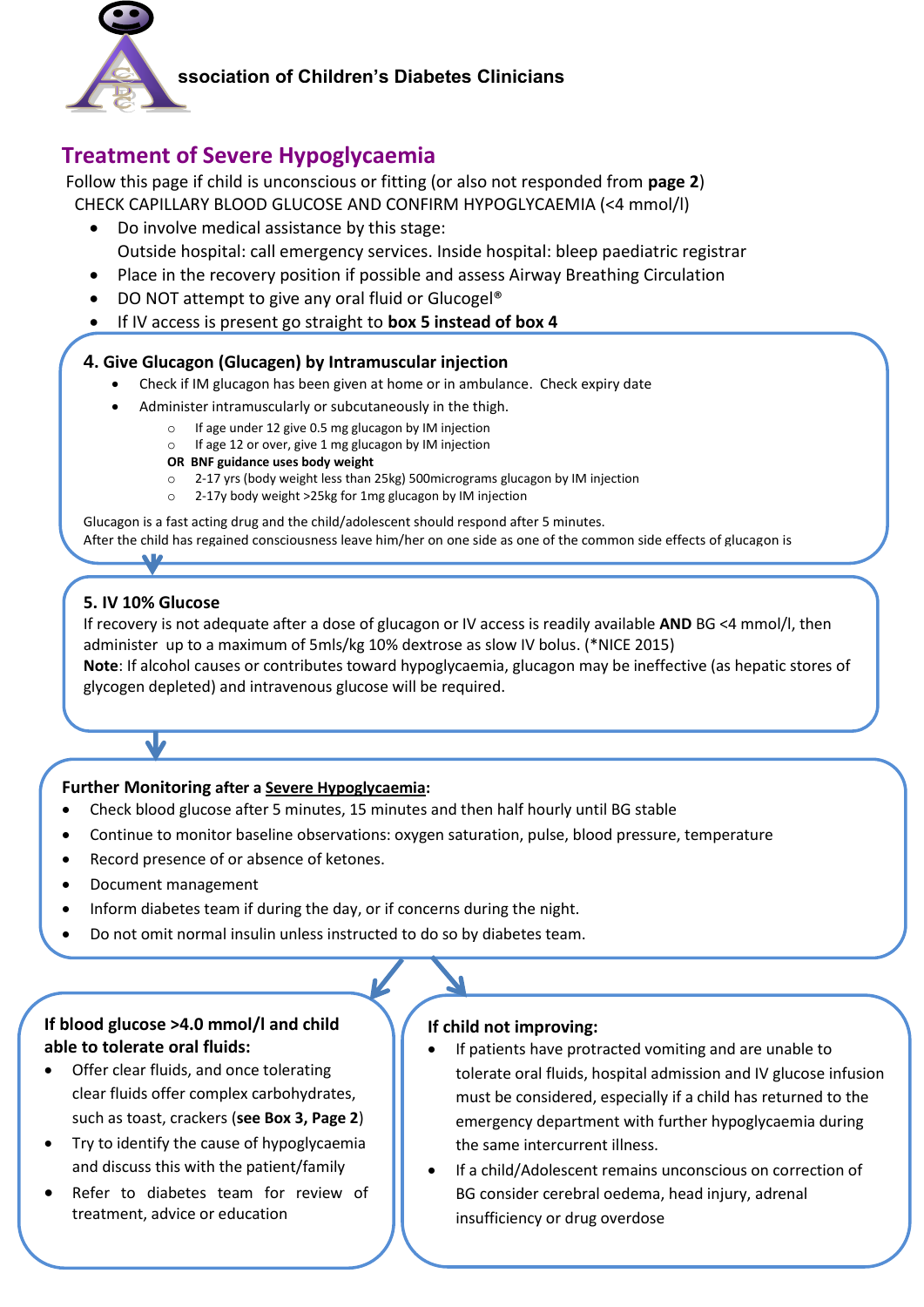ssociation of Children's Diabetes Clinicians

## Treatment of Severe Hypoglycaemia

Follow this page if child is unconscious or fitting (or also not responded from **page 2**)

CHECK CAPILLARY BLOOD GLUCOSE AND CONFIRM HYPOGLYCAEMIA (<4 mmol/l)

- Do involve medical assistance by this stage:
  Outside hospital: call emergency services. Inside hospital: bleep paediatric registrar
- Place in the recovery position if possible and assess Airway Breathing Circulation
- DO NOT attempt to give any oral fluid or Glucogel®
- If IV access is present go straight to **box 5 instead of box 4**

### 4. Give Glucagon (Glucagen) by Intramuscular injection

- Check if IM glucagon has been given at home or in ambulance. Check expiry date
- Administer intramuscularly or subcutaneously in the thigh.
  - If age under 12 give 0.5 mg glucagon by IM injection
  - If age 12 or over, give 1 mg glucagon by IM injection

  **OR BNF guidance uses body weight**
  - 2-17 yrs (body weight less than 25kg) 500micrograms glucagon by IM injection
  - 2-17y body weight >25kg for 1mg glucagon by IM injection

Glucagon is a fast acting drug and the child/adolescent should respond after 5 minutes.
After the child has regained consciousness leave him/her on one side as one of the common side effects of glucagon is

### 5. IV 10% Glucose

If recovery is not adequate after a dose of glucagon or IV access is readily available **AND** BG <4 mmol/l, then administer up to a maximum of 5mls/kg 10% dextrose as slow IV bolus. (*NICE 2015)

**Note**: If alcohol causes or contributes toward hypoglycaemia, glucagon may be ineffective (as hepatic stores of glycogen depleted) and intravenous glucose will be required.

### Further Monitoring after a Severe Hypoglycaemia:

- Check blood glucose after 5 minutes, 15 minutes and then half hourly until BG stable
- Continue to monitor baseline observations: oxygen saturation, pulse, blood pressure, temperature
- Record presence of or absence of ketones.
- Document management
- Inform diabetes team if during the day, or if concerns during the night.
- Do not omit normal insulin unless instructed to do so by diabetes team.

### If blood glucose >4.0 mmol/l and child able to tolerate oral fluids:

- Offer clear fluids, and once tolerating clear fluids offer complex carbohydrates, such as toast, crackers (**see Box 3, Page 2**)
- Try to identify the cause of hypoglycaemia and discuss this with the patient/family
- Refer to diabetes team for review of treatment, advice or education

### If child not improving:

- If patients have protracted vomiting and are unable to tolerate oral fluids, hospital admission and IV glucose infusion must be considered, especially if a child has returned to the emergency department with further hypoglycaemia during the same intercurrent illness.
- If a child/Adolescent remains unconscious on correction of BG consider cerebral oedema, head injury, adrenal insufficiency or drug overdose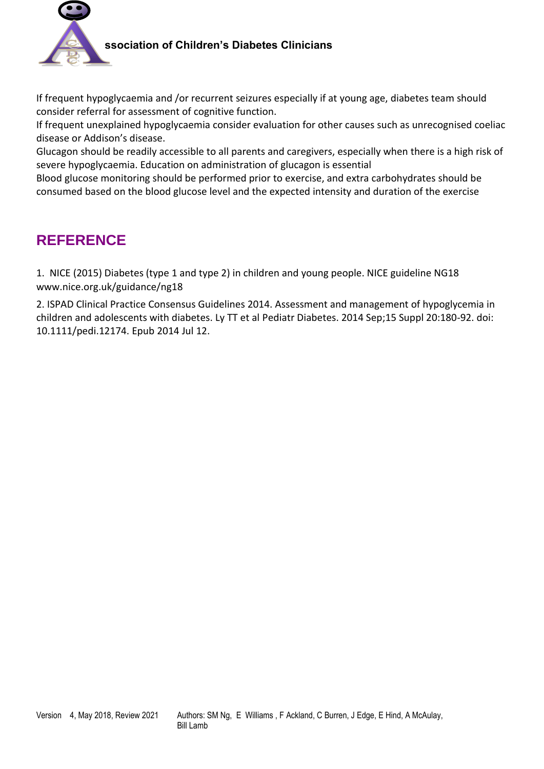If frequent hypoglycaemia and /or recurrent seizures especially if at young age, diabetes team should consider referral for assessment of cognitive function.

If frequent unexplained hypoglycaemia consider evaluation for other causes such as unrecognised coeliac disease or Addison's disease.

Glucagon should be readily accessible to all parents and caregivers, especially when there is a high risk of severe hypoglycaemia. Education on administration of glucagon is essential

Blood glucose monitoring should be performed prior to exercise, and extra carbohydrates should be consumed based on the blood glucose level and the expected intensity and duration of the exercise

## REFERENCE

1. NICE (2015) Diabetes (type 1 and type 2) in children and young people. NICE guideline NG18 www.nice.org.uk/guidance/ng18

2. ISPAD Clinical Practice Consensus Guidelines 2014. Assessment and management of hypoglycemia in children and adolescents with diabetes. Ly TT et al Pediatr Diabetes. 2014 Sep;15 Suppl 20:180-92. doi: 10.1111/pedi.12174. Epub 2014 Jul 12.